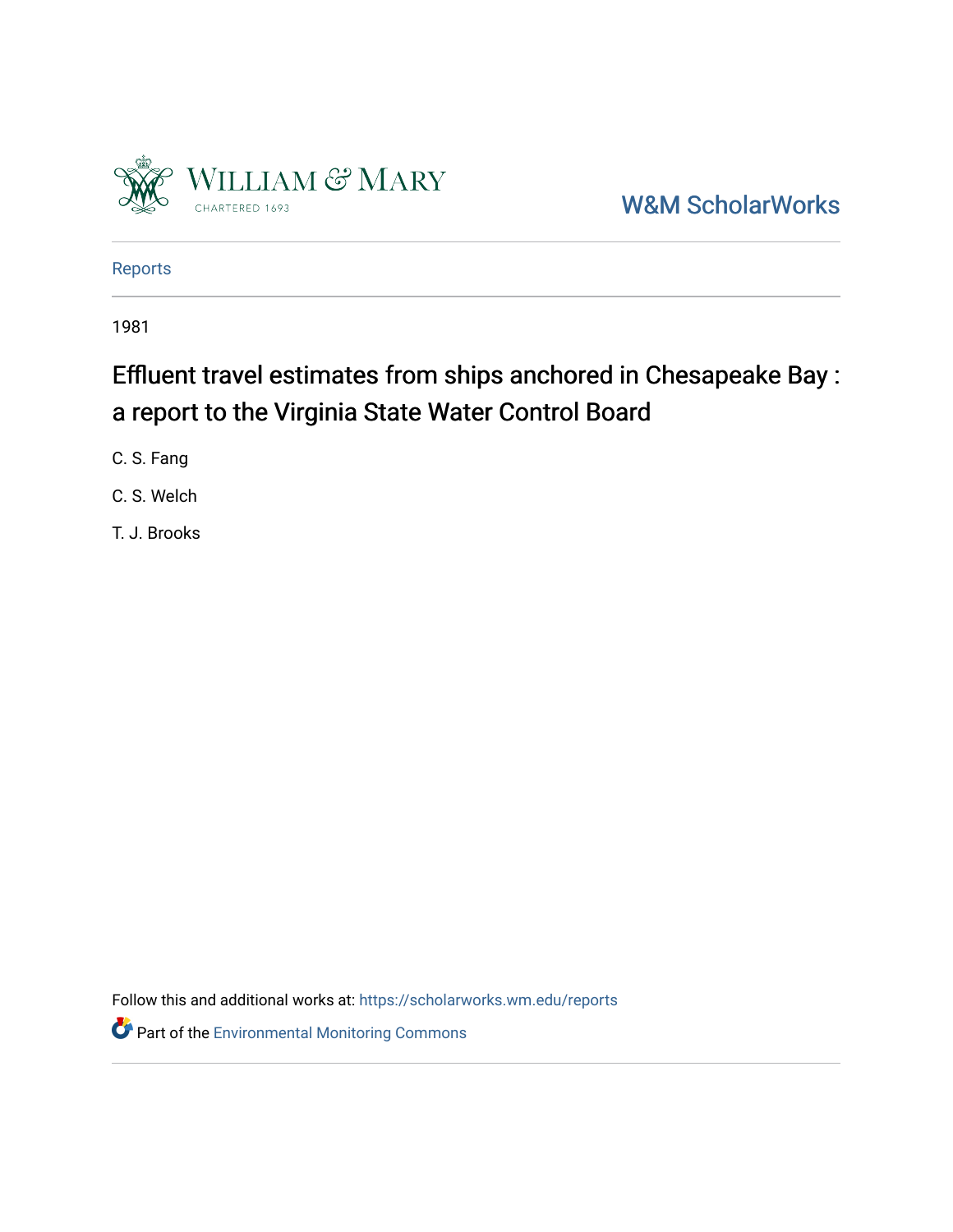W&M ScholarWorks

Reports

1981

# Effluent travel estimates from ships anchored in Chesapeake Bay : a report to the Virginia State Water Control Board

C. S. Fang

C. S. Welch

T. J. Brooks

Follow this and additional works at: https://scholarworks.wm.edu/reports

Part of the Environmental Monitoring Commons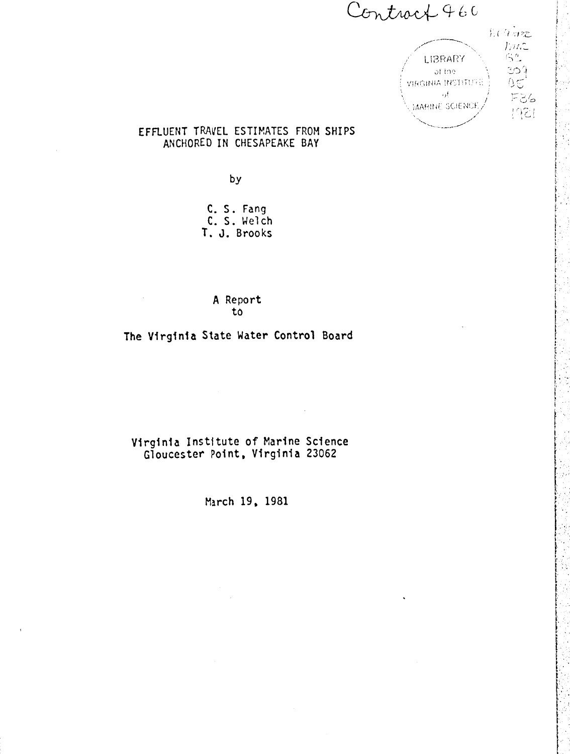Contract 960

LIBRARY of the VIRGINIA INSTITUTE of MARINE SCIENCE

# EFFLUENT TRAVEL ESTIMATES FROM SHIPS ANCHORED IN CHESAPEAKE BAY

by

C. S. Fang
C. S. Welch
T. J. Brooks

A Report
to

The Virginia State Water Control Board

Virginia Institute of Marine Science
Gloucester Point, Virginia 23062

March 19, 1981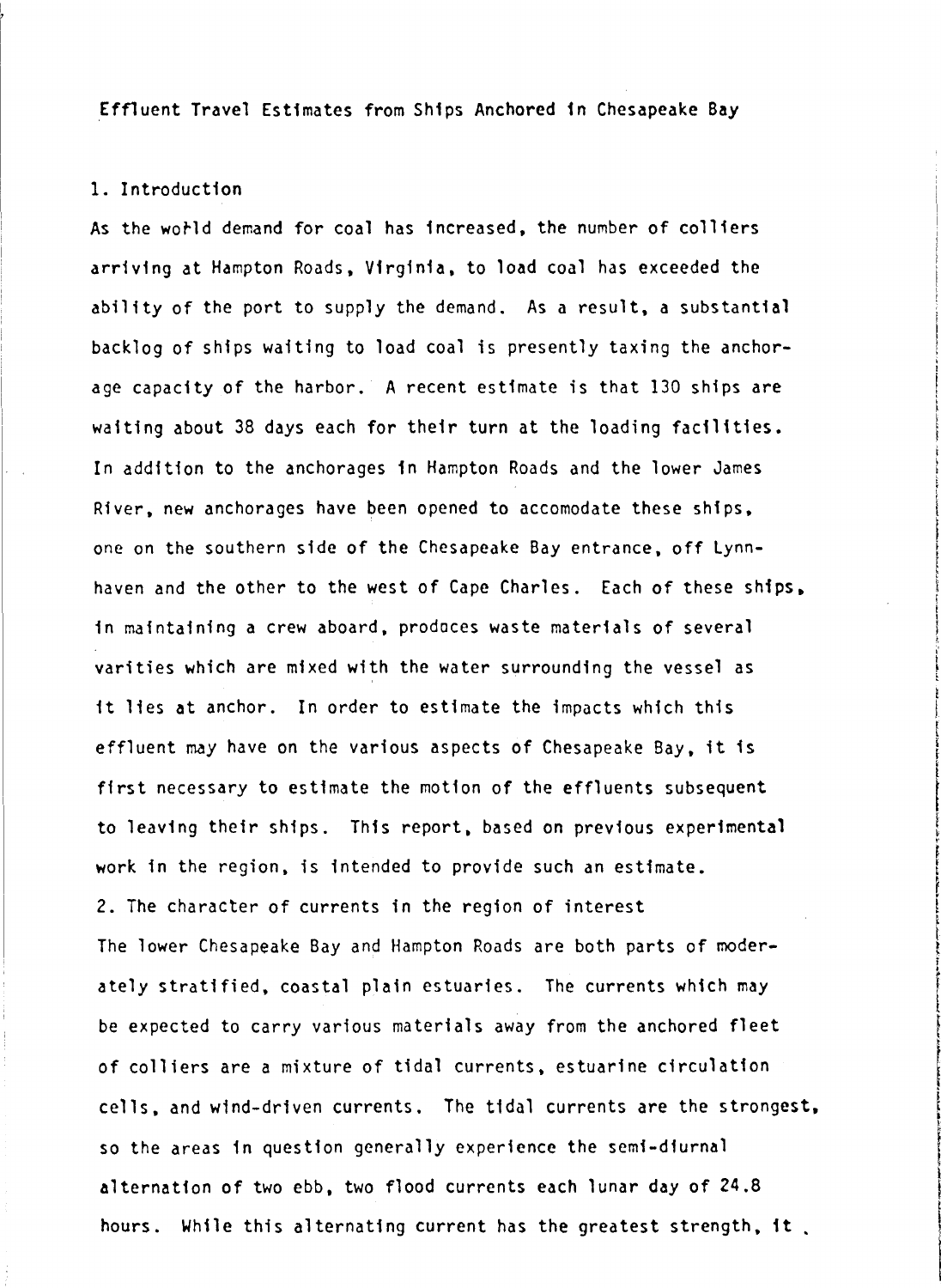# Effluent Travel Estimates from Ships Anchored in Chesapeake Bay

## 1. Introduction

As the world demand for coal has increased, the number of colliers arriving at Hampton Roads, Virginia, to load coal has exceeded the ability of the port to supply the demand. As a result, a substantial backlog of ships waiting to load coal is presently taxing the anchorage capacity of the harbor. A recent estimate is that 130 ships are waiting about 38 days each for their turn at the loading facilities. In addition to the anchorages in Hampton Roads and the lower James River, new anchorages have been opened to accomodate these ships, one on the southern side of the Chesapeake Bay entrance, off Lynnhaven and the other to the west of Cape Charles. Each of these ships, in maintaining a crew aboard, produces waste materials of several varities which are mixed with the water surrounding the vessel as it lies at anchor. In order to estimate the impacts which this effluent may have on the various aspects of Chesapeake Bay, it is first necessary to estimate the motion of the effluents subsequent to leaving their ships. This report, based on previous experimental work in the region, is intended to provide such an estimate.

## 2. The character of currents in the region of interest

The lower Chesapeake Bay and Hampton Roads are both parts of moderately stratified, coastal plain estuaries. The currents which may be expected to carry various materials away from the anchored fleet of colliers are a mixture of tidal currents, estuarine circulation cells, and wind-driven currents. The tidal currents are the strongest, so the areas in question generally experience the semi-diurnal alternation of two ebb, two flood currents each lunar day of 24.8 hours. While this alternating current has the greatest strength, it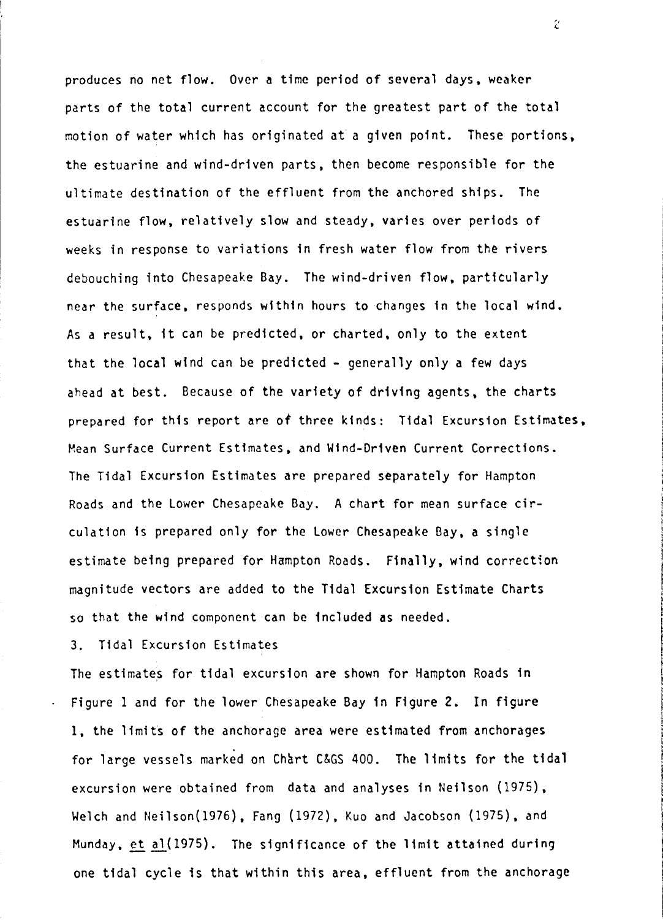produces no net flow. Over a time period of several days, weaker parts of the total current account for the greatest part of the total motion of water which has originated at a given point. These portions, the estuarine and wind-driven parts, then become responsible for the ultimate destination of the effluent from the anchored ships. The estuarine flow, relatively slow and steady, varies over periods of weeks in response to variations in fresh water flow from the rivers debouching into Chesapeake Bay. The wind-driven flow, particularly near the surface, responds within hours to changes in the local wind. As a result, it can be predicted, or charted, only to the extent that the local wind can be predicted - generally only a few days ahead at best. Because of the variety of driving agents, the charts prepared for this report are of three kinds: Tidal Excursion Estimates, Mean Surface Current Estimates, and Wind-Driven Current Corrections. The Tidal Excursion Estimates are prepared separately for Hampton Roads and the Lower Chesapeake Bay. A chart for mean surface circulation is prepared only for the Lower Chesapeake Bay, a single estimate being prepared for Hampton Roads. Finally, wind correction magnitude vectors are added to the Tidal Excursion Estimate Charts so that the wind component can be included as needed.

## 3. Tidal Excursion Estimates

The estimates for tidal excursion are shown for Hampton Roads in Figure 1 and for the lower Chesapeake Bay in Figure 2. In figure 1, the limits of the anchorage area were estimated from anchorages for large vessels marked on Chart C&GS 400. The limits for the tidal excursion were obtained from data and analyses in Neilson (1975), Welch and Neilson(1976), Fang (1972), Kuo and Jacobson (1975), and Munday, *et al*(1975). The significance of the limit attained during one tidal cycle is that within this area, effluent from the anchorage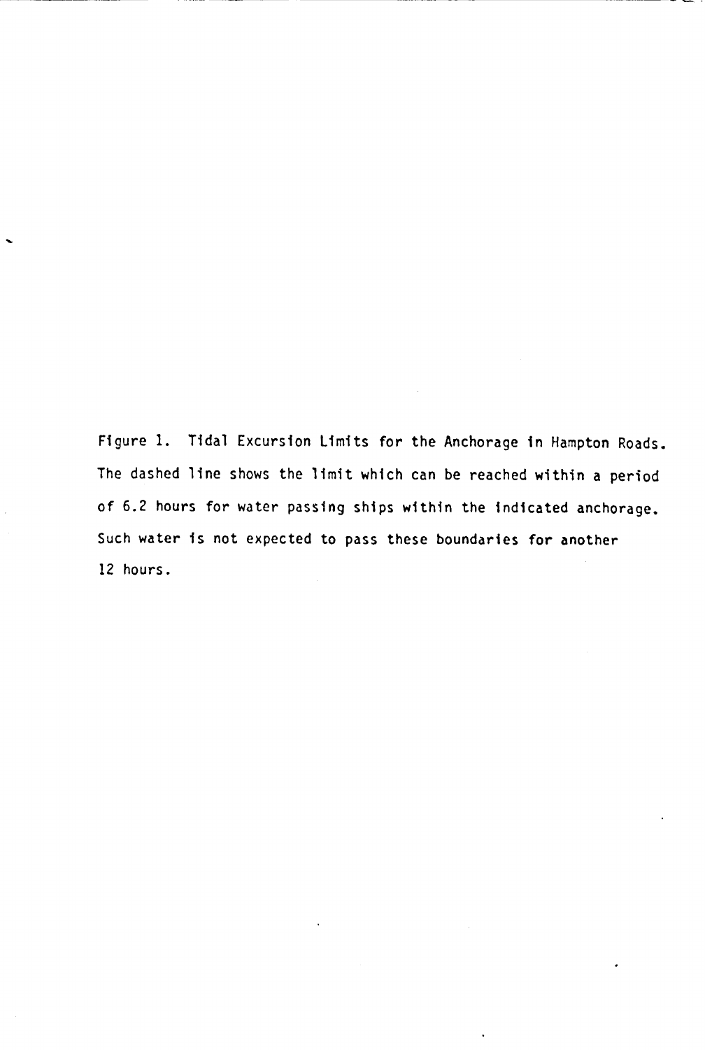Figure 1. Tidal Excursion Limits for the Anchorage in Hampton Roads. The dashed line shows the limit which can be reached within a period of 6.2 hours for water passing ships within the indicated anchorage. Such water is not expected to pass these boundaries for another 12 hours.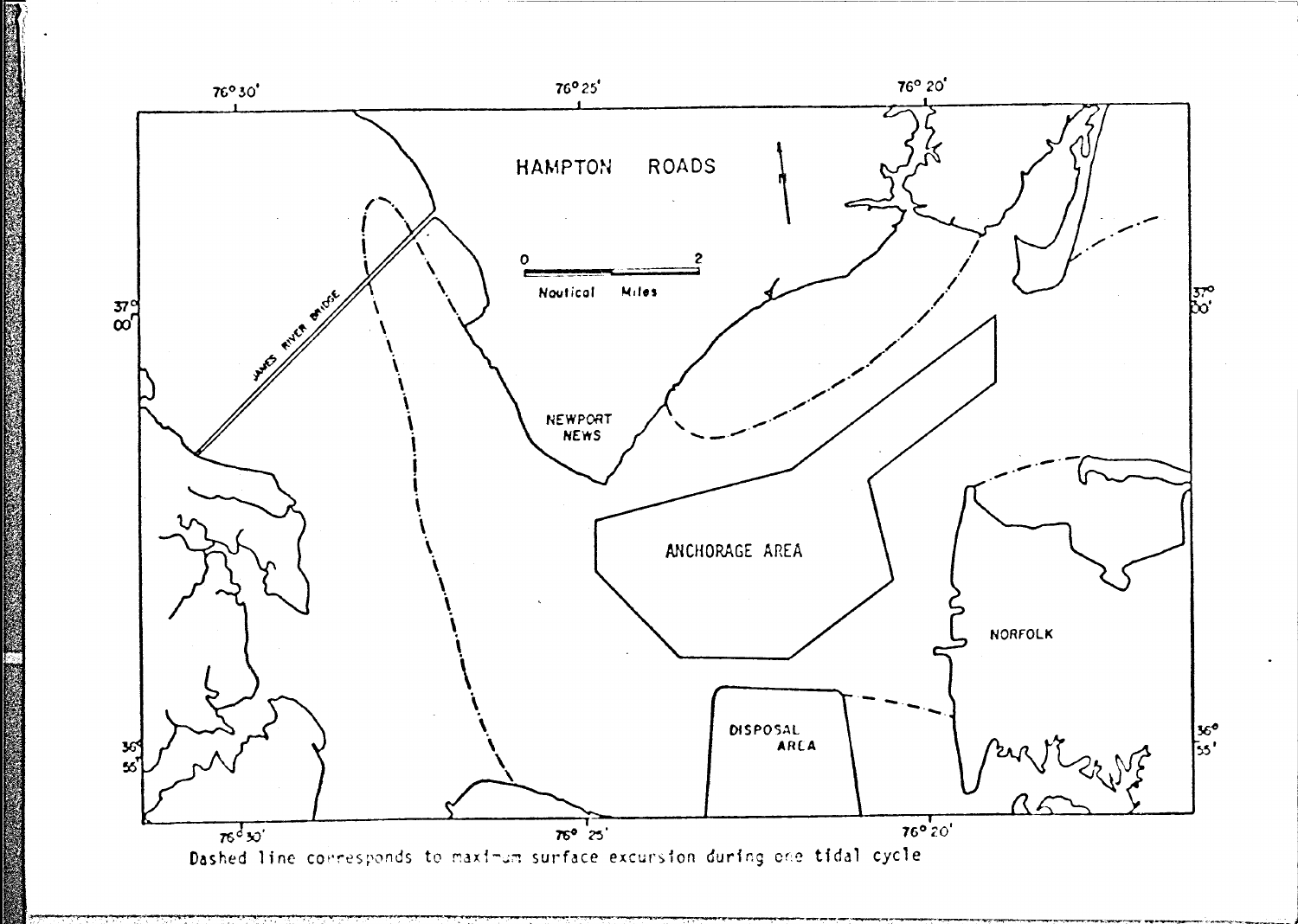Dashed line corresponds to maximum surface excursion during one tidal cycle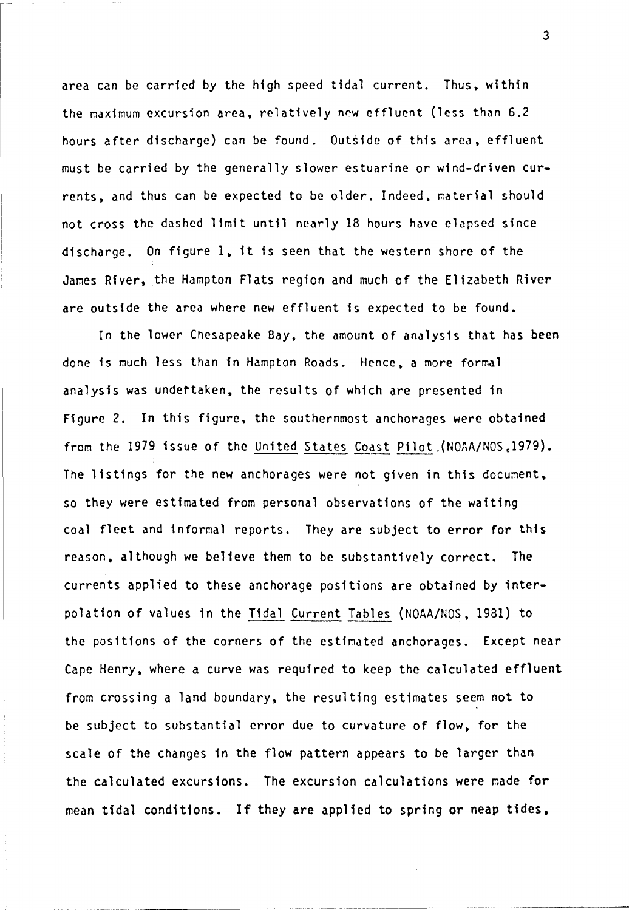area can be carried by the high speed tidal current. Thus, within the maximum excursion area, relatively new effluent (less than 6.2 hours after discharge) can be found. Outside of this area, effluent must be carried by the generally slower estuarine or wind-driven currents, and thus can be expected to be older. Indeed, material should not cross the dashed limit until nearly 18 hours have elapsed since discharge. On figure 1, it is seen that the western shore of the James River, the Hampton Flats region and much of the Elizabeth River are outside the area where new effluent is expected to be found.

In the lower Chesapeake Bay, the amount of analysis that has been done is much less than in Hampton Roads. Hence, a more formal analysis was undertaken, the results of which are presented in Figure 2. In this figure, the southernmost anchorages were obtained from the 1979 issue of the United States Coast Pilot (NOAA/NOS, 1979). The listings for the new anchorages were not given in this document, so they were estimated from personal observations of the waiting coal fleet and informal reports. They are subject to error for this reason, although we believe them to be substantively correct. The currents applied to these anchorage positions are obtained by interpolation of values in the Tidal Current Tables (NOAA/NOS, 1981) to the positions of the corners of the estimated anchorages. Except near Cape Henry, where a curve was required to keep the calculated effluent from crossing a land boundary, the resulting estimates seem not to be subject to substantial error due to curvature of flow, for the scale of the changes in the flow pattern appears to be larger than the calculated excursions. The excursion calculations were made for mean tidal conditions. If they are applied to spring or neap tides,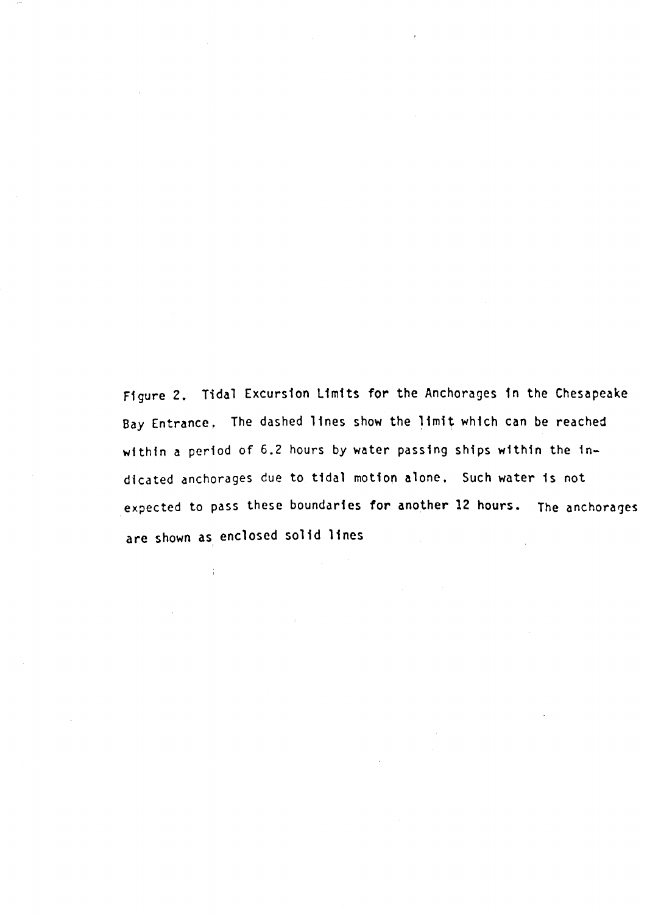Figure 2. Tidal Excursion Limits for the Anchorages in the Chesapeake Bay Entrance. The dashed lines show the limit which can be reached within a period of 6.2 hours by water passing ships within the indicated anchorages due to tidal motion alone. Such water is not expected to pass these boundaries for another 12 hours. The anchorages are shown as enclosed solid lines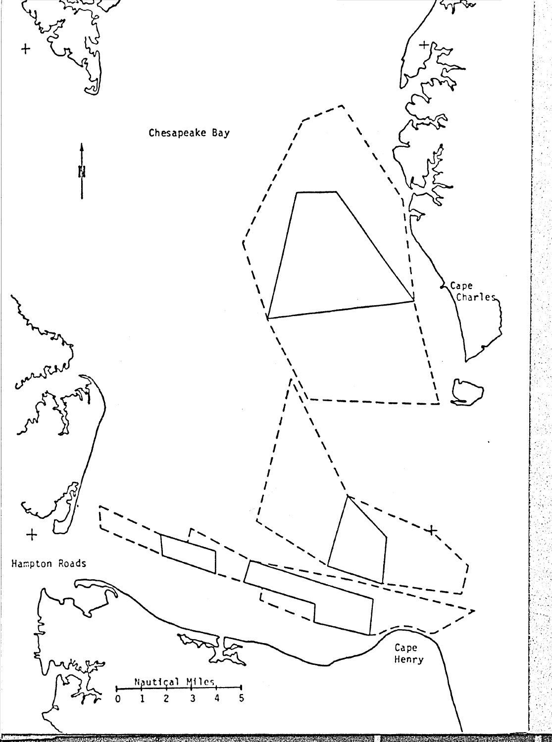Chesapeake Bay

N

Cape Charles

Hampton Roads

Cape Henry

Nautical Miles

0 1 2 3 4 5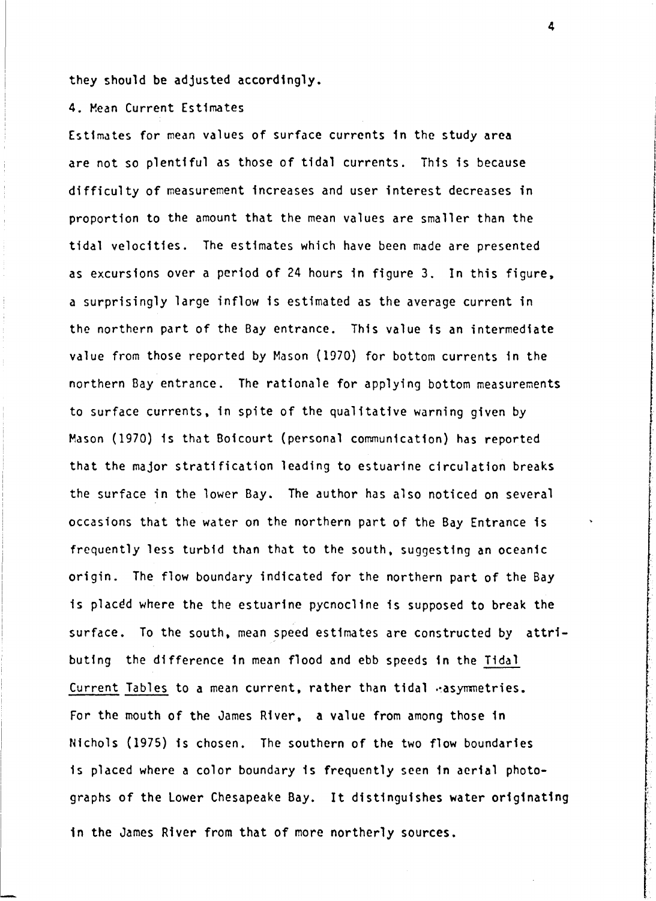they should be adjusted accordingly.

## 4. Mean Current Estimates

Estimates for mean values of surface currents in the study area are not so plentiful as those of tidal currents. This is because difficulty of measurement increases and user interest decreases in proportion to the amount that the mean values are smaller than the tidal velocities. The estimates which have been made are presented as excursions over a period of 24 hours in figure 3. In this figure, a surprisingly large inflow is estimated as the average current in the northern part of the Bay entrance. This value is an intermediate value from those reported by Mason (1970) for bottom currents in the northern Bay entrance. The rationale for applying bottom measurements to surface currents, in spite of the qualitative warning given by Mason (1970) is that Boicourt (personal communication) has reported that the major stratification leading to estuarine circulation breaks the surface in the lower Bay. The author has also noticed on several occasions that the water on the northern part of the Bay Entrance is frequently less turbid than that to the south, suggesting an oceanic origin. The flow boundary indicated for the northern part of the Bay is placed where the the estuarine pycnocline is supposed to break the surface. To the south, mean speed estimates are constructed by attributing the difference in mean flood and ebb speeds in the Tidal Current Tables to a mean current, rather than tidal asymmetries. For the mouth of the James River, a value from among those in Nichols (1975) is chosen. The southern of the two flow boundaries is placed where a color boundary is frequently seen in aerial photographs of the Lower Chesapeake Bay. It distinguishes water originating in the James River from that of more northerly sources.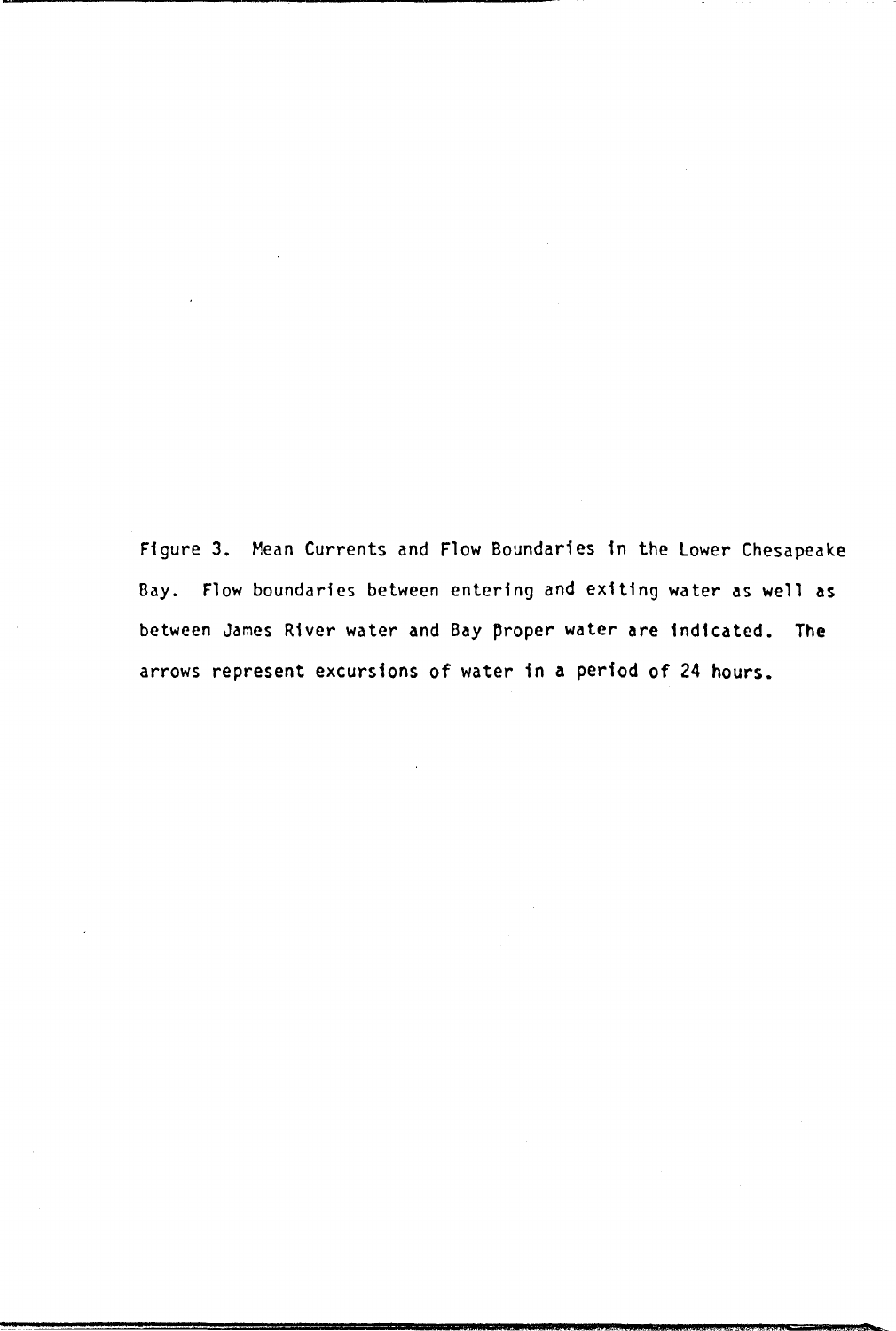Figure 3. Mean Currents and Flow Boundaries in the Lower Chesapeake Bay. Flow boundaries between entering and exiting water as well as between James River water and Bay proper water are indicated. The arrows represent excursions of water in a period of 24 hours.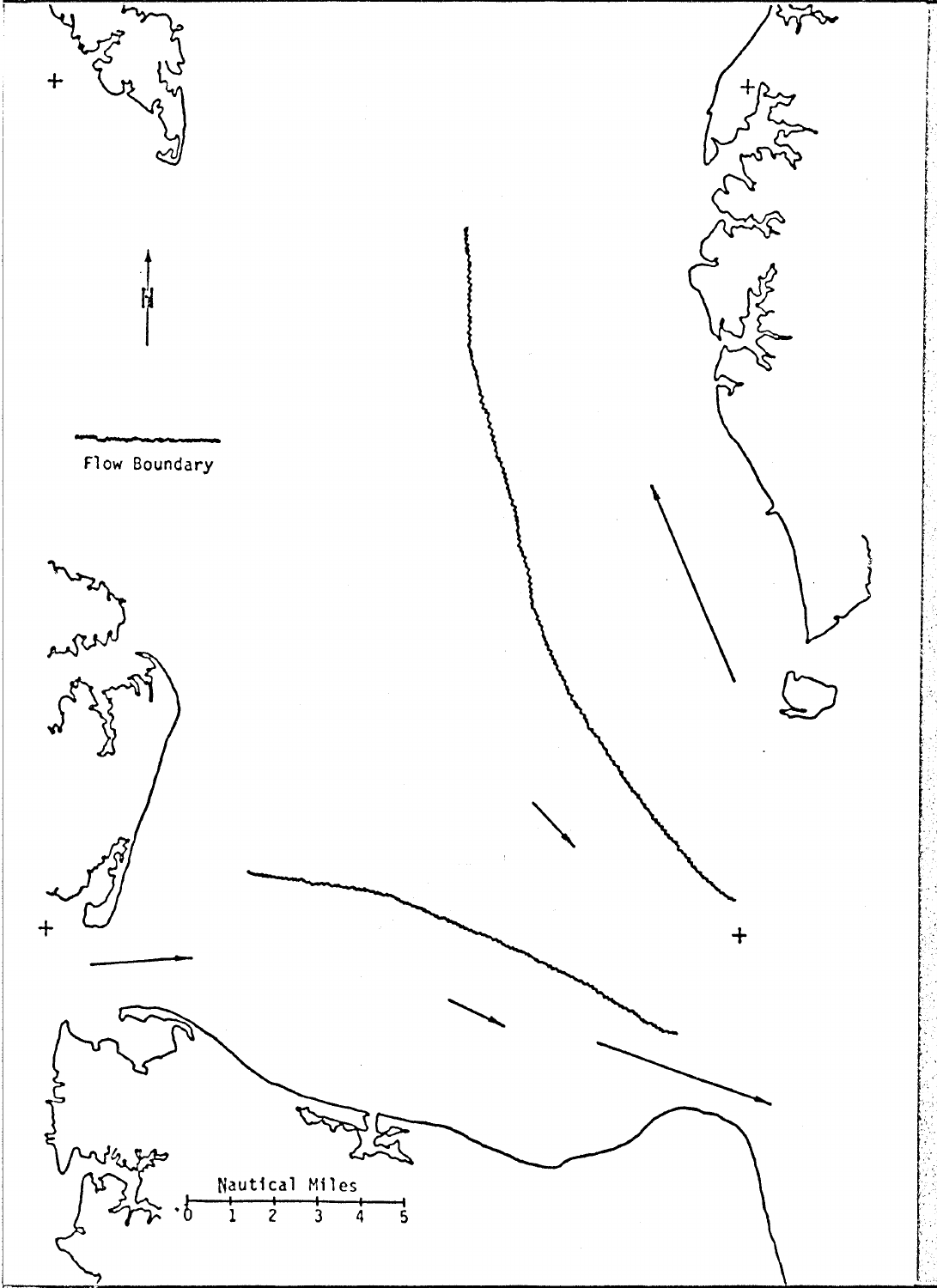N

Flow Boundary

Nautical Miles

0 1 2 3 4 5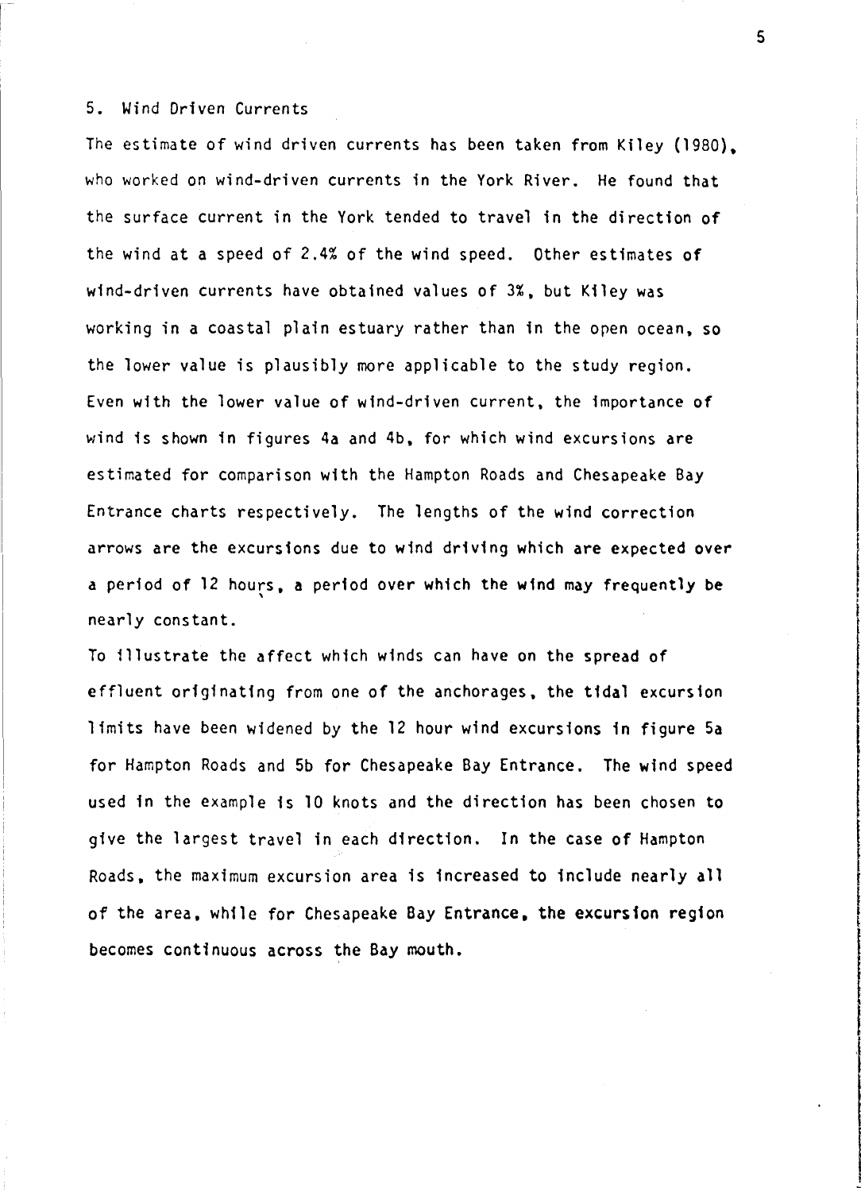## 5. Wind Driven Currents

The estimate of wind driven currents has been taken from Kiley (1980), who worked on wind-driven currents in the York River. He found that the surface current in the York tended to travel in the direction of the wind at a speed of 2.4% of the wind speed. Other estimates of wind-driven currents have obtained values of 3%, but Kiley was working in a coastal plain estuary rather than in the open ocean, so the lower value is plausibly more applicable to the study region. Even with the lower value of wind-driven current, the importance of wind is shown in figures 4a and 4b, for which wind excursions are estimated for comparison with the Hampton Roads and Chesapeake Bay Entrance charts respectively. The lengths of the wind correction arrows are the excursions due to wind driving which are expected over a period of 12 hours, a period over which the wind may frequently be nearly constant.

To illustrate the affect which winds can have on the spread of effluent originating from one of the anchorages, the tidal excursion limits have been widened by the 12 hour wind excursions in figure 5a for Hampton Roads and 5b for Chesapeake Bay Entrance. The wind speed used in the example is 10 knots and the direction has been chosen to give the largest travel in each direction. In the case of Hampton Roads, the maximum excursion area is increased to include nearly all of the area, while for Chesapeake Bay Entrance, the excursion region becomes continuous across the Bay mouth.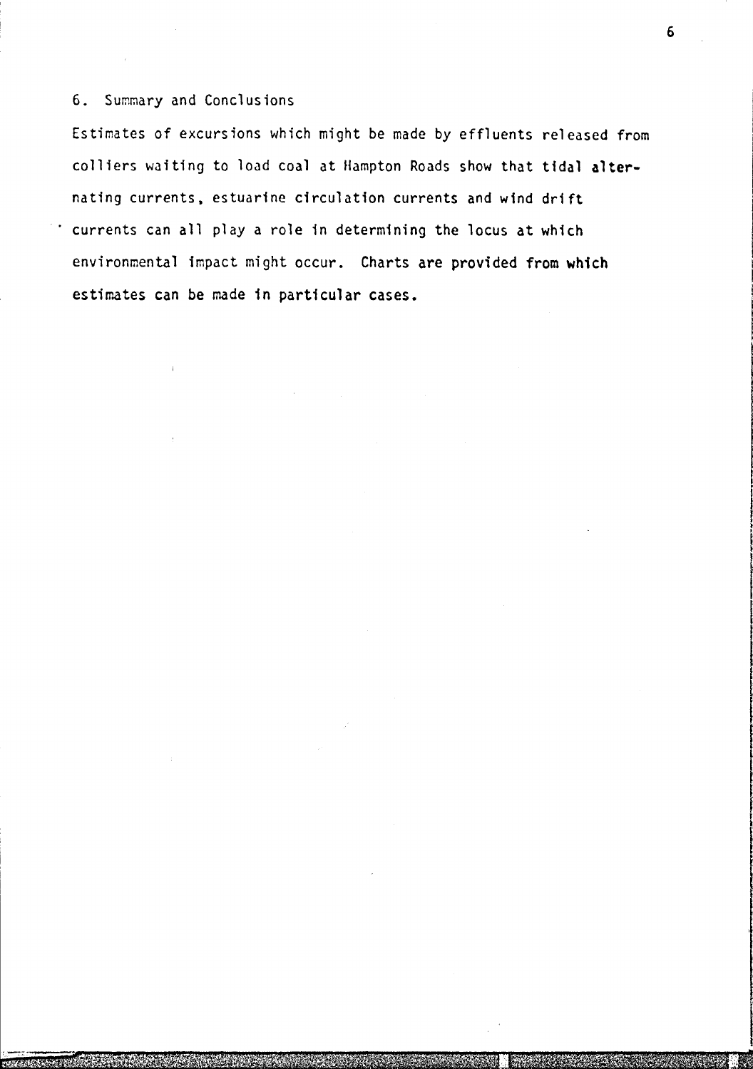## 6. Summary and Conclusions

Estimates of excursions which might be made by effluents released from colliers waiting to load coal at Hampton Roads show that tidal alternating currents, estuarine circulation currents and wind drift currents can all play a role in determining the locus at which environmental impact might occur. Charts are provided from which estimates can be made in particular cases.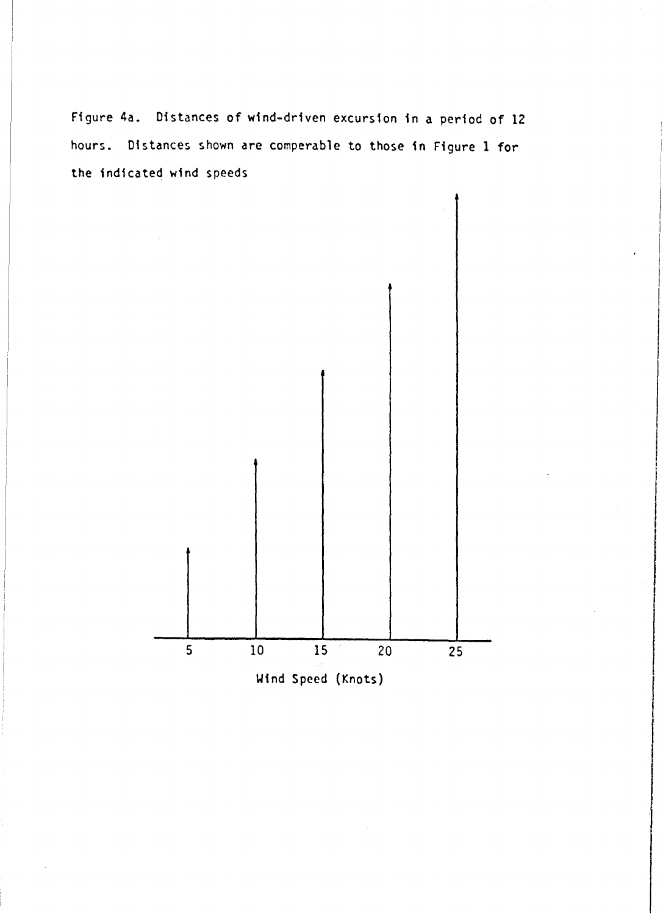Figure 4a. Distances of wind-driven excursion in a period of 12 hours. Distances shown are comperable to those in Figure 1 for the indicated wind speeds

5 10 15 20 25

Wind Speed (Knots)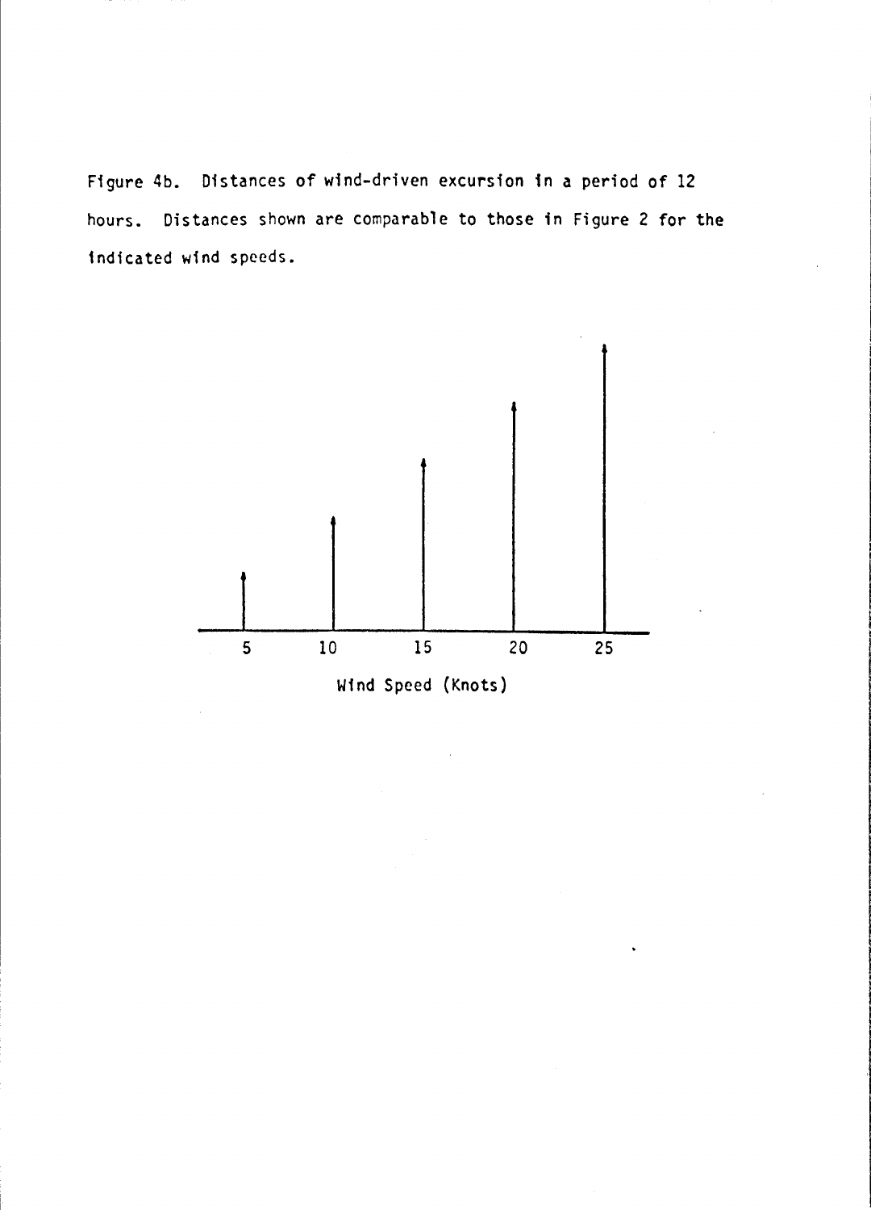Figure 4b. Distances of wind-driven excursion in a period of 12 hours. Distances shown are comparable to those in Figure 2 for the indicated wind speeds.

5 10 15 20 25

Wind Speed (Knots)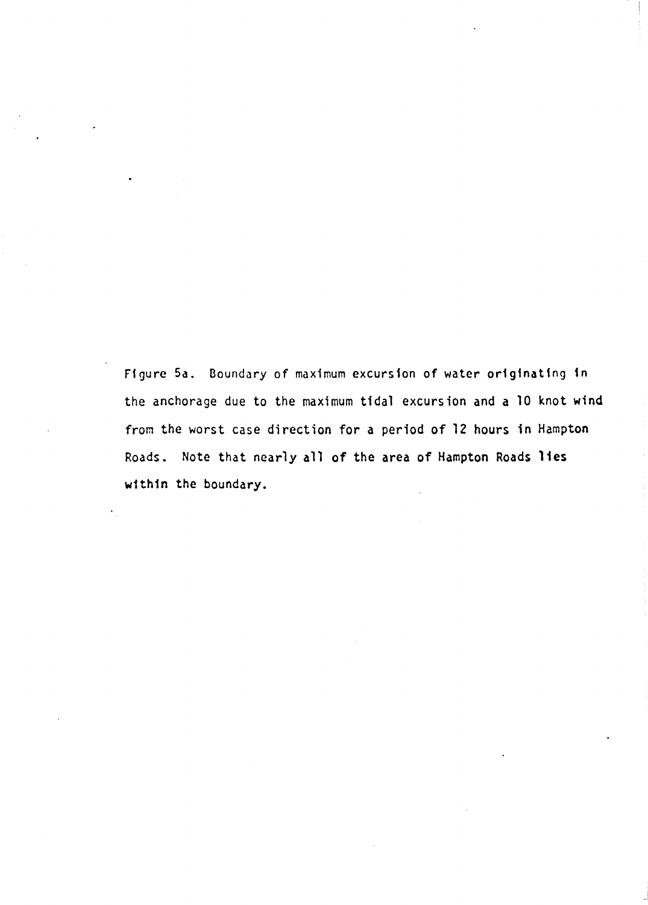Figure 5a. Boundary of maximum excursion of water originating in the anchorage due to the maximum tidal excursion and a 10 knot wind from the worst case direction for a period of 12 hours in Hampton Roads. Note that nearly all of the area of Hampton Roads lies within the boundary.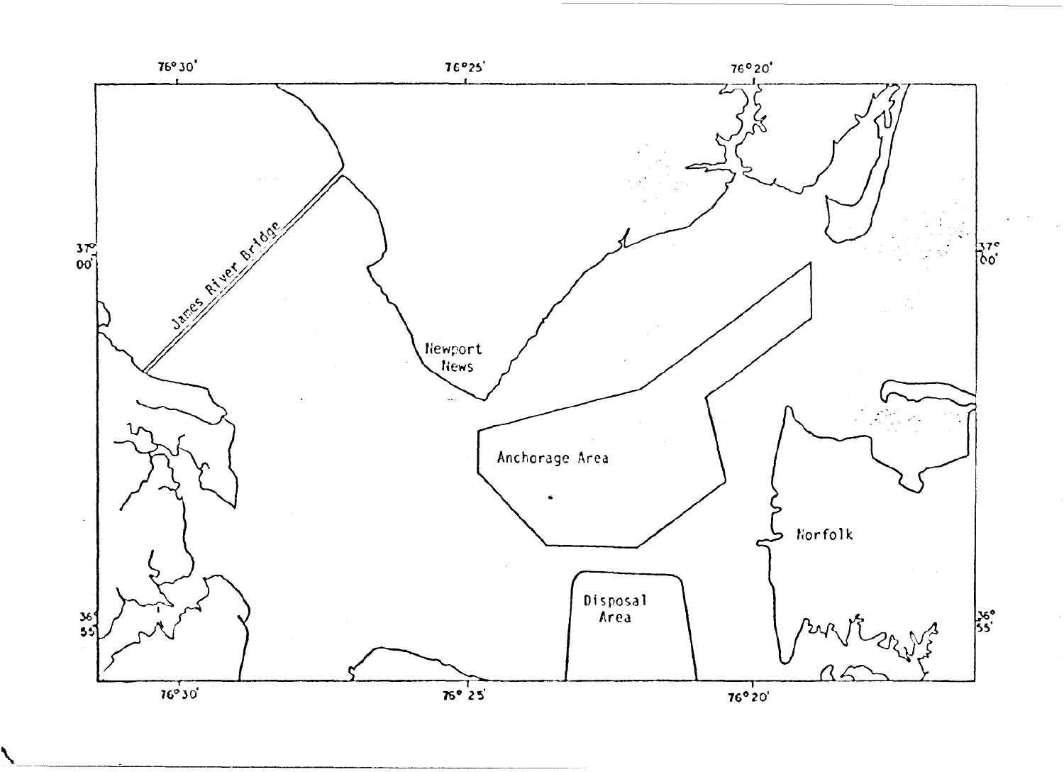76°30' 76°25' 76°20'

37° 00'

James River Bridge

Newport News

Anchorage Area

Norfolk

Disposal Area

36° 55'

76°30' 76°25' 76°20'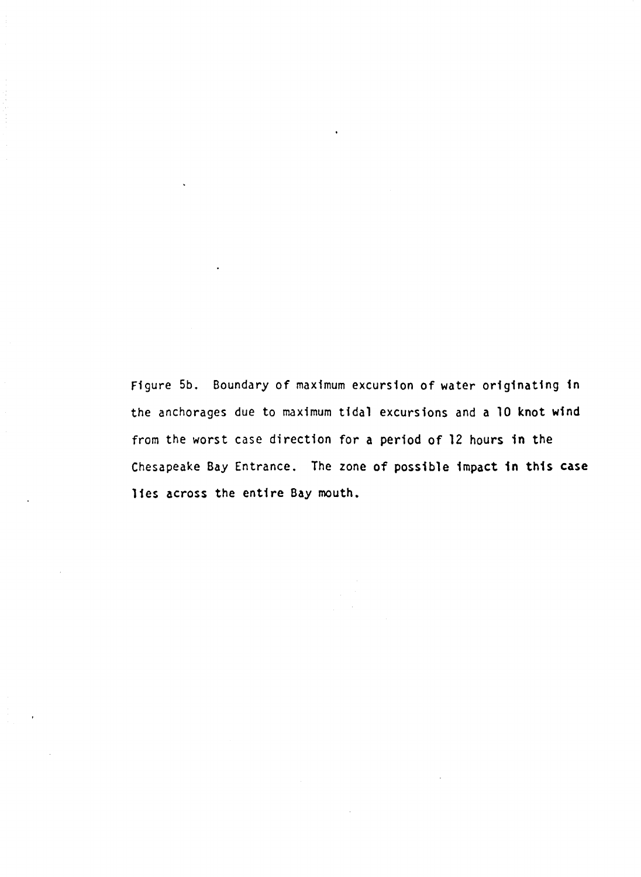Figure 5b. Boundary of maximum excursion of water originating in the anchorages due to maximum tidal excursions and a 10 knot wind from the worst case direction for a period of 12 hours in the Chesapeake Bay Entrance. The zone of possible impact in this case lies across the entire Bay mouth.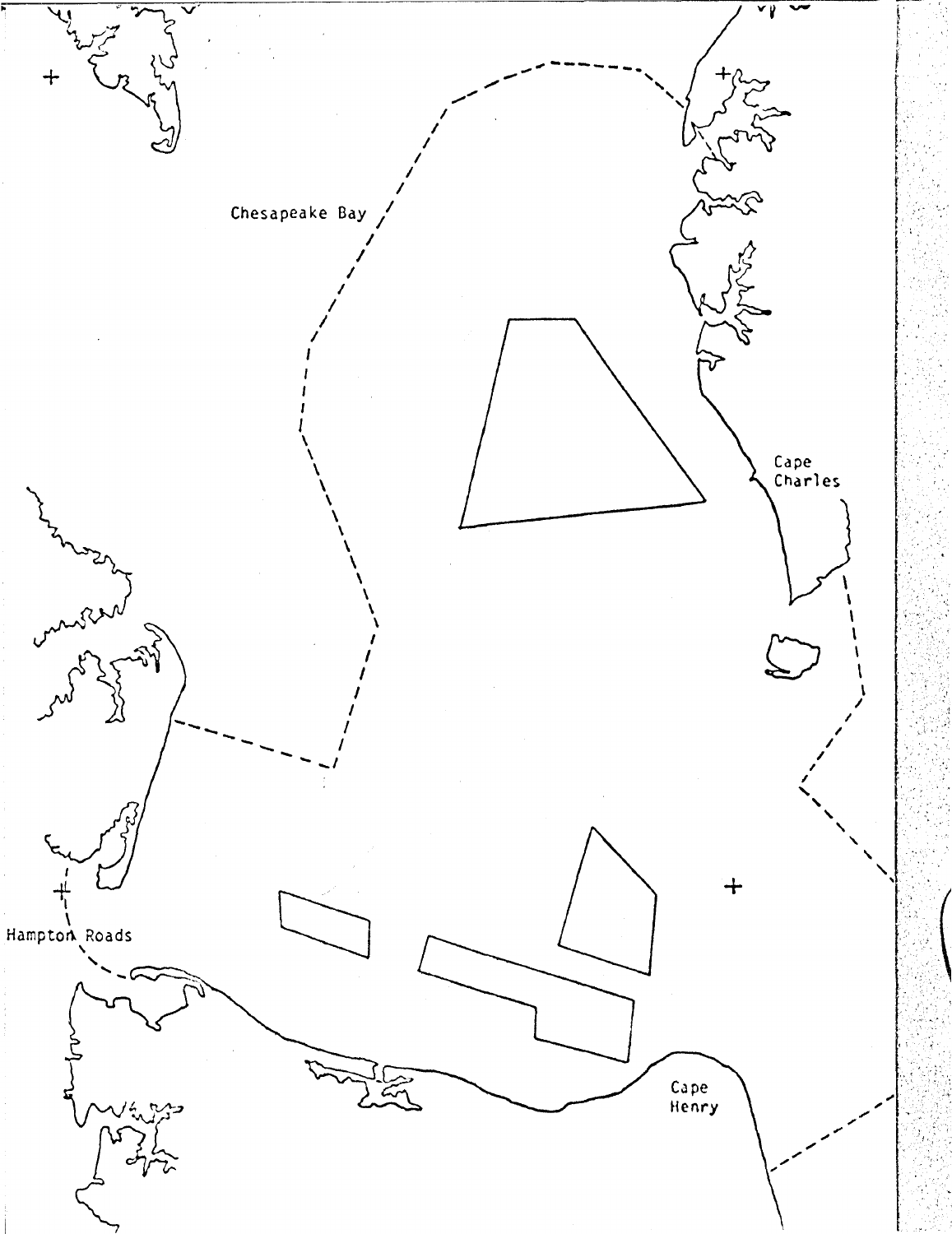Chesapeake Bay

Cape Charles

Hampton Roads

Cape Henry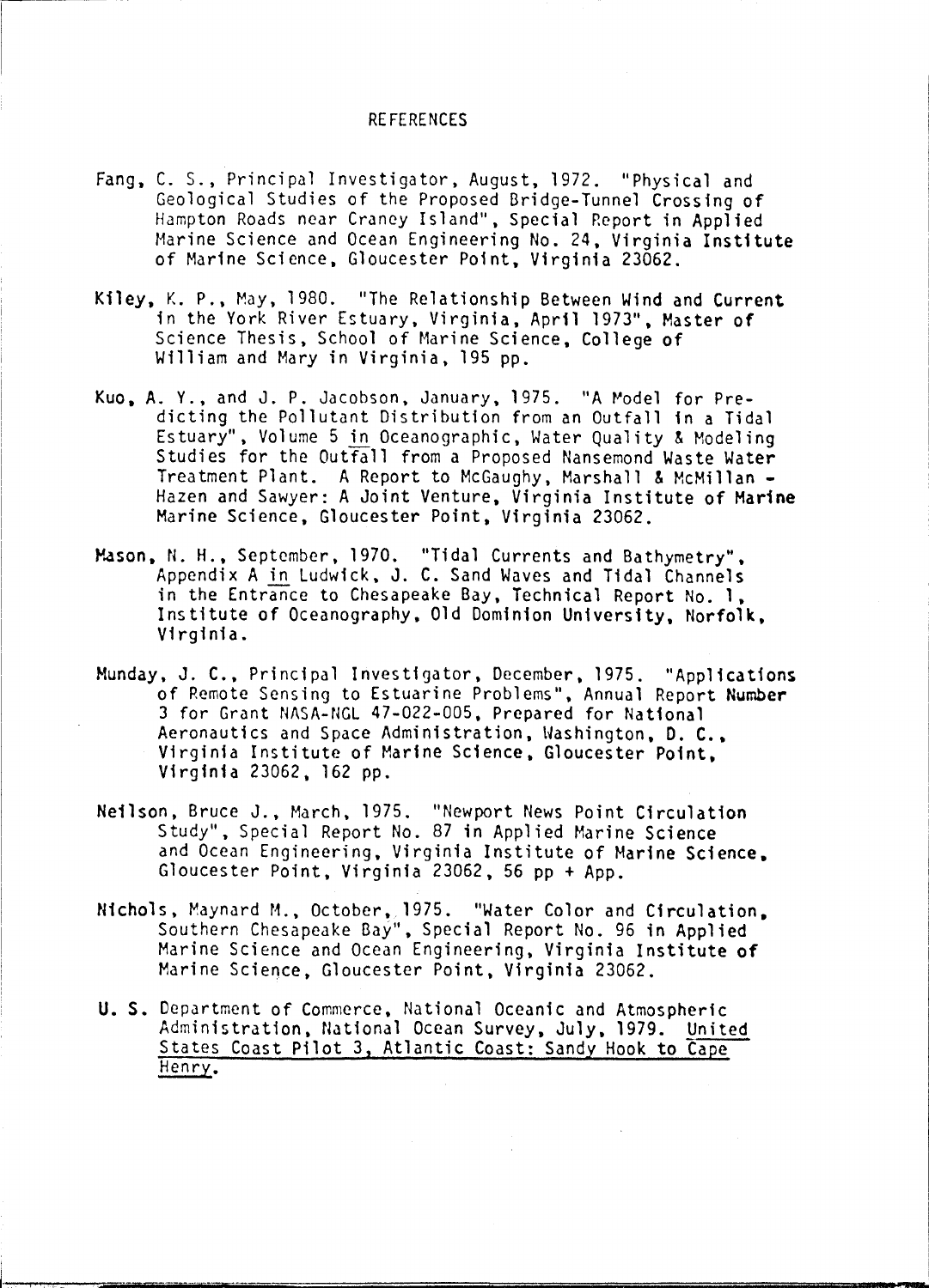# REFERENCES

Fang, C. S., Principal Investigator, August, 1972. "Physical and Geological Studies of the Proposed Bridge-Tunnel Crossing of Hampton Roads near Craney Island", Special Report in Applied Marine Science and Ocean Engineering No. 24, Virginia Institute of Marine Science, Gloucester Point, Virginia 23062.

Kiley, K. P., May, 1980. "The Relationship Between Wind and Current in the York River Estuary, Virginia, April 1973", Master of Science Thesis, School of Marine Science, College of William and Mary in Virginia, 195 pp.

Kuo, A. Y., and J. P. Jacobson, January, 1975. "A Model for Predicting the Pollutant Distribution from an Outfall in a Tidal Estuary", Volume 5 in Oceanographic, Water Quality & Modeling Studies for the Outfall from a Proposed Nansemond Waste Water Treatment Plant. A Report to McGaughy, Marshall & McMillan - Hazen and Sawyer: A Joint Venture, Virginia Institute of Marine Marine Science, Gloucester Point, Virginia 23062.

Mason, N. H., September, 1970. "Tidal Currents and Bathymetry", Appendix A in Ludwick, J. C. Sand Waves and Tidal Channels in the Entrance to Chesapeake Bay, Technical Report No. 1, Institute of Oceanography, Old Dominion University, Norfolk, Virginia.

Munday, J. C., Principal Investigator, December, 1975. "Applications of Remote Sensing to Estuarine Problems", Annual Report Number 3 for Grant NASA-NGL 47-022-005, Prepared for National Aeronautics and Space Administration, Washington, D. C., Virginia Institute of Marine Science, Gloucester Point, Virginia 23062, 162 pp.

Neilson, Bruce J., March, 1975. "Newport News Point Circulation Study", Special Report No. 87 in Applied Marine Science and Ocean Engineering, Virginia Institute of Marine Science, Gloucester Point, Virginia 23062, 56 pp + App.

Nichols, Maynard M., October, 1975. "Water Color and Circulation, Southern Chesapeake Bay", Special Report No. 96 in Applied Marine Science and Ocean Engineering, Virginia Institute of Marine Science, Gloucester Point, Virginia 23062.

U. S. Department of Commerce, National Oceanic and Atmospheric Administration, National Ocean Survey, July, 1979. United States Coast Pilot 3, Atlantic Coast: Sandy Hook to Cape Henry.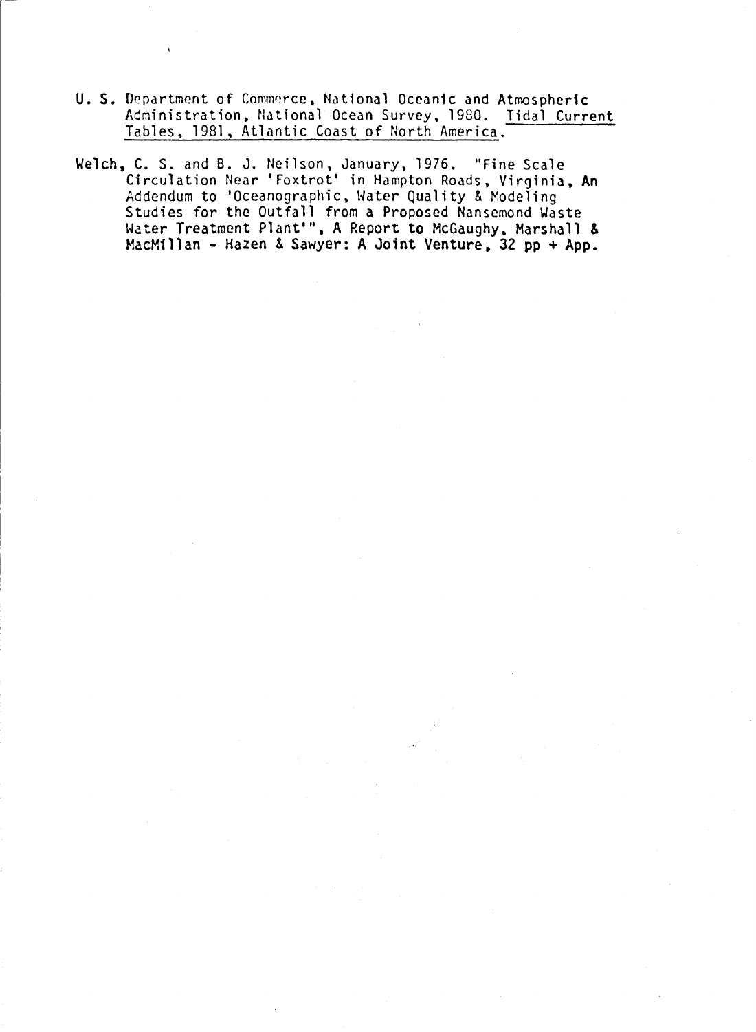U. S. Department of Commerce, National Oceanic and Atmospheric Administration, National Ocean Survey, 1980. Tidal Current Tables, 1981, Atlantic Coast of North America.

Welch, C. S. and B. J. Neilson, January, 1976. "Fine Scale Circulation Near 'Foxtrot' in Hampton Roads, Virginia, An Addendum to 'Oceanographic, Water Quality & Modeling Studies for the Outfall from a Proposed Nansemond Waste Water Treatment Plant'", A Report to McGaughy, Marshall & MacMillan - Hazen & Sawyer: A Joint Venture, 32 pp + App.